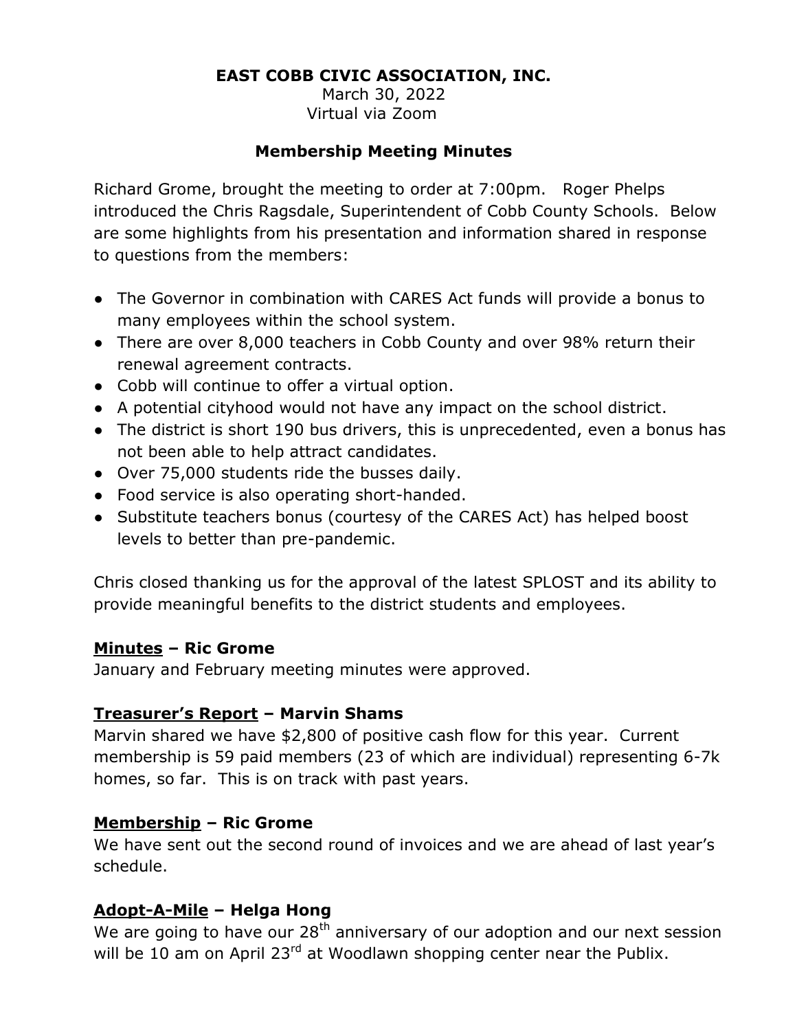# EAST COBB CIVIC ASSOCIATION, INC.

March 30, 2022
Virtual via Zoom

## Membership Meeting Minutes

Richard Grome, brought the meeting to order at 7:00pm. Roger Phelps introduced the Chris Ragsdale, Superintendent of Cobb County Schools. Below are some highlights from his presentation and information shared in response to questions from the members:

- The Governor in combination with CARES Act funds will provide a bonus to many employees within the school system.
- There are over 8,000 teachers in Cobb County and over 98% return their renewal agreement contracts.
- Cobb will continue to offer a virtual option.
- A potential cityhood would not have any impact on the school district.
- The district is short 190 bus drivers, this is unprecedented, even a bonus has not been able to help attract candidates.
- Over 75,000 students ride the busses daily.
- Food service is also operating short-handed.
- Substitute teachers bonus (courtesy of the CARES Act) has helped boost levels to better than pre-pandemic.

Chris closed thanking us for the approval of the latest SPLOST and its ability to provide meaningful benefits to the district students and employees.

### Minutes – Ric Grome

January and February meeting minutes were approved.

### Treasurer's Report – Marvin Shams

Marvin shared we have $2,800 of positive cash flow for this year. Current membership is 59 paid members (23 of which are individual) representing 6-7k homes, so far. This is on track with past years.

### Membership – Ric Grome

We have sent out the second round of invoices and we are ahead of last year's schedule.

### Adopt-A-Mile – Helga Hong

We are going to have our 28th anniversary of our adoption and our next session will be 10 am on April 23rd at Woodlawn shopping center near the Publix.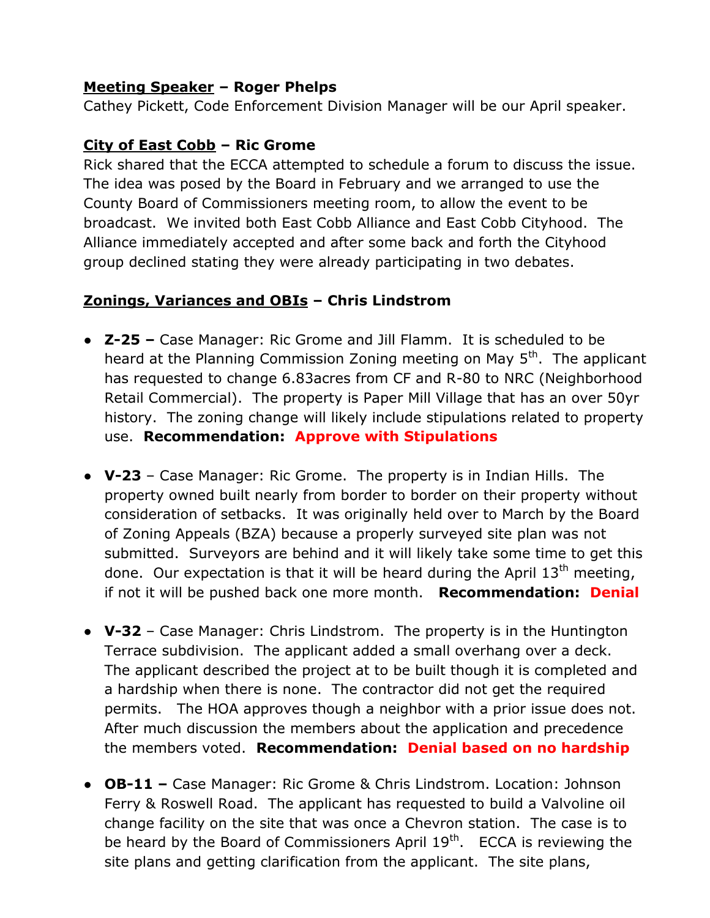**<u>Meeting Speaker</u> – Roger Phelps**

Cathey Pickett, Code Enforcement Division Manager will be our April speaker.

**<u>City of East Cobb</u> – Ric Grome**

Rick shared that the ECCA attempted to schedule a forum to discuss the issue. The idea was posed by the Board in February and we arranged to use the County Board of Commissioners meeting room, to allow the event to be broadcast. We invited both East Cobb Alliance and East Cobb Cityhood. The Alliance immediately accepted and after some back and forth the Cityhood group declined stating they were already participating in two debates.

**<u>Zonings, Variances and OBIs</u> – Chris Lindstrom**

- **Z-25 –** Case Manager: Ric Grome and Jill Flamm. It is scheduled to be heard at the Planning Commission Zoning meeting on May 5th. The applicant has requested to change 6.83acres from CF and R-80 to NRC (Neighborhood Retail Commercial). The property is Paper Mill Village that has an over 50yr history. The zoning change will likely include stipulations related to property use. **Recommendation: Approve with Stipulations**

- **V-23** – Case Manager: Ric Grome. The property is in Indian Hills. The property owned built nearly from border to border on their property without consideration of setbacks. It was originally held over to March by the Board of Zoning Appeals (BZA) because a properly surveyed site plan was not submitted. Surveyors are behind and it will likely take some time to get this done. Our expectation is that it will be heard during the April 13th meeting, if not it will be pushed back one more month. **Recommendation: Denial**

- **V-32** – Case Manager: Chris Lindstrom. The property is in the Huntington Terrace subdivision. The applicant added a small overhang over a deck. The applicant described the project at to be built though it is completed and a hardship when there is none. The contractor did not get the required permits. The HOA approves though a neighbor with a prior issue does not. After much discussion the members about the application and precedence the members voted. **Recommendation: Denial based on no hardship**

- **OB-11 –** Case Manager: Ric Grome & Chris Lindstrom. Location: Johnson Ferry & Roswell Road. The applicant has requested to build a Valvoline oil change facility on the site that was once a Chevron station. The case is to be heard by the Board of Commissioners April 19th. ECCA is reviewing the site plans and getting clarification from the applicant. The site plans,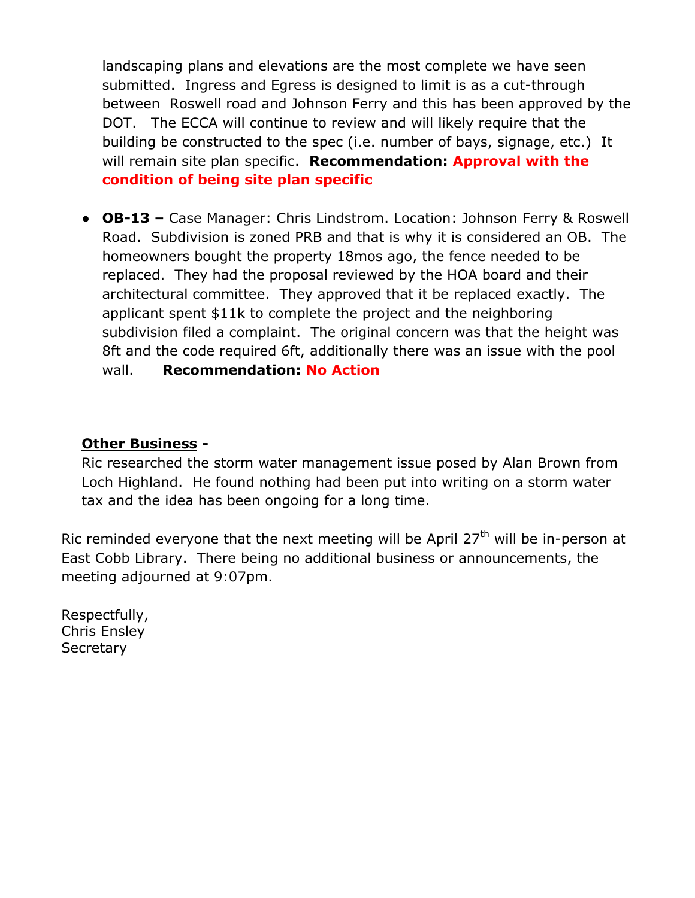landscaping plans and elevations are the most complete we have seen submitted. Ingress and Egress is designed to limit is as a cut-through between Roswell road and Johnson Ferry and this has been approved by the DOT. The ECCA will continue to review and will likely require that the building be constructed to the spec (i.e. number of bays, signage, etc.) It will remain site plan specific. **Recommendation: Approval with the condition of being site plan specific**

- **OB-13 –** Case Manager: Chris Lindstrom. Location: Johnson Ferry & Roswell Road. Subdivision is zoned PRB and that is why it is considered an OB. The homeowners bought the property 18mos ago, the fence needed to be replaced. They had the proposal reviewed by the HOA board and their architectural committee. They approved that it be replaced exactly. The applicant spent $11k to complete the project and the neighboring subdivision filed a complaint. The original concern was that the height was 8ft and the code required 6ft, additionally there was an issue with the pool wall. **Recommendation: No Action**

**Other Business -**

Ric researched the storm water management issue posed by Alan Brown from Loch Highland. He found nothing had been put into writing on a storm water tax and the idea has been ongoing for a long time.

Ric reminded everyone that the next meeting will be April 27th will be in-person at East Cobb Library. There being no additional business or announcements, the meeting adjourned at 9:07pm.

Respectfully,
Chris Ensley
Secretary